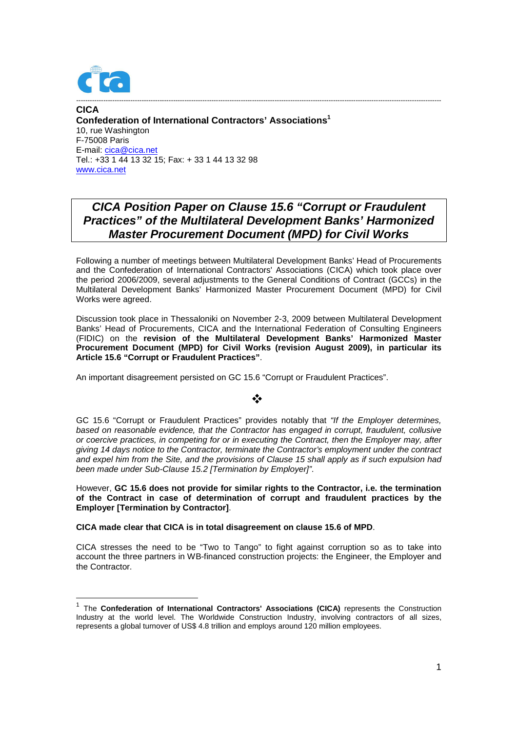**CICA**
**Confederation of International Contractors' Associations**[1]
10, rue Washington
F-75008 Paris
E-mail: cica@cica.net
Tel.: +33 1 44 13 32 15; Fax: + 33 1 44 13 32 98
www.cica.net

# *CICA Position Paper on Clause 15.6 "Corrupt or Fraudulent Practices" of the Multilateral Development Banks' Harmonized Master Procurement Document (MPD) for Civil Works*

Following a number of meetings between Multilateral Development Banks' Head of Procurements and the Confederation of International Contractors' Associations (CICA) which took place over the period 2006/2009, several adjustments to the General Conditions of Contract (GCCs) in the Multilateral Development Banks' Harmonized Master Procurement Document (MPD) for Civil Works were agreed.

Discussion took place in Thessaloniki on November 2-3, 2009 between Multilateral Development Banks' Head of Procurements, CICA and the International Federation of Consulting Engineers (FIDIC) on the **revision of the Multilateral Development Banks' Harmonized Master Procurement Document (MPD) for Civil Works (revision August 2009), in particular its Article 15.6 "Corrupt or Fraudulent Practices"**.

An important disagreement persisted on GC 15.6 "Corrupt or Fraudulent Practices".

❖

GC 15.6 "Corrupt or Fraudulent Practices" provides notably that *"If the Employer determines, based on reasonable evidence, that the Contractor has engaged in corrupt, fraudulent, collusive or coercive practices, in competing for or in executing the Contract, then the Employer may, after giving 14 days notice to the Contractor, terminate the Contractor's employment under the contract and expel him from the Site, and the provisions of Clause 15 shall apply as if such expulsion had been made under Sub-Clause 15.2 [Termination by Employer]"*.

However, **GC 15.6 does not provide for similar rights to the Contractor, i.e. the termination of the Contract in case of determination of corrupt and fraudulent practices by the Employer [Termination by Contractor]**.

**CICA made clear that CICA is in total disagreement on clause 15.6 of MPD**.

CICA stresses the need to be "Two to Tango" to fight against corruption so as to take into account the three partners in WB-financed construction projects: the Engineer, the Employer and the Contractor.

---

[1] The **Confederation of International Contractors' Associations (CICA)** represents the Construction Industry at the world level. The Worldwide Construction Industry, involving contractors of all sizes, represents a global turnover of US$ 4.8 trillion and employs around 120 million employees.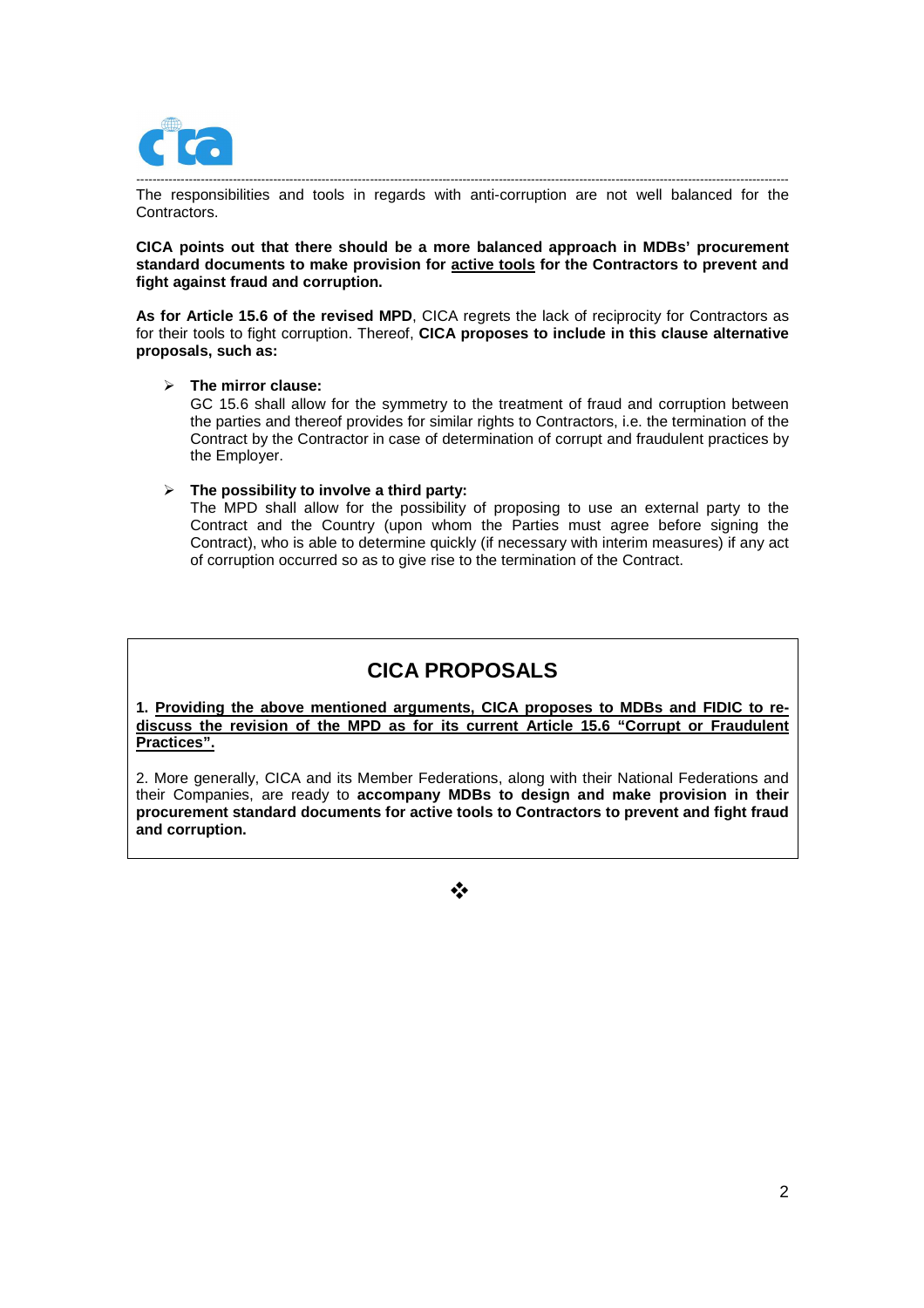The responsibilities and tools in regards with anti-corruption are not well balanced for the Contractors.

**CICA points out that there should be a more balanced approach in MDBs' procurement standard documents to make provision for <u>active tools</u> for the Contractors to prevent and fight against fraud and corruption.**

**As for Article 15.6 of the revised MPD**, CICA regrets the lack of reciprocity for Contractors as for their tools to fight corruption. Thereof, **CICA proposes to include in this clause alternative proposals, such as:**

- **The mirror clause:**
  GC 15.6 shall allow for the symmetry to the treatment of fraud and corruption between the parties and thereof provides for similar rights to Contractors, i.e. the termination of the Contract by the Contractor in case of determination of corrupt and fraudulent practices by the Employer.

- **The possibility to involve a third party:**
  The MPD shall allow for the possibility of proposing to use an external party to the Contract and the Country (upon whom the Parties must agree before signing the Contract), who is able to determine quickly (if necessary with interim measures) if any act of corruption occurred so as to give rise to the termination of the Contract.

## CICA PROPOSALS

**1. <u>Providing the above mentioned arguments, CICA proposes to MDBs and FIDIC to re-discuss the revision of the MPD as for its current Article 15.6 "Corrupt or Fraudulent Practices".</u>**

2. More generally, CICA and its Member Federations, along with their National Federations and their Companies, are ready to **accompany MDBs to design and make provision in their procurement standard documents for active tools to Contractors to prevent and fight fraud and corruption.**

❖